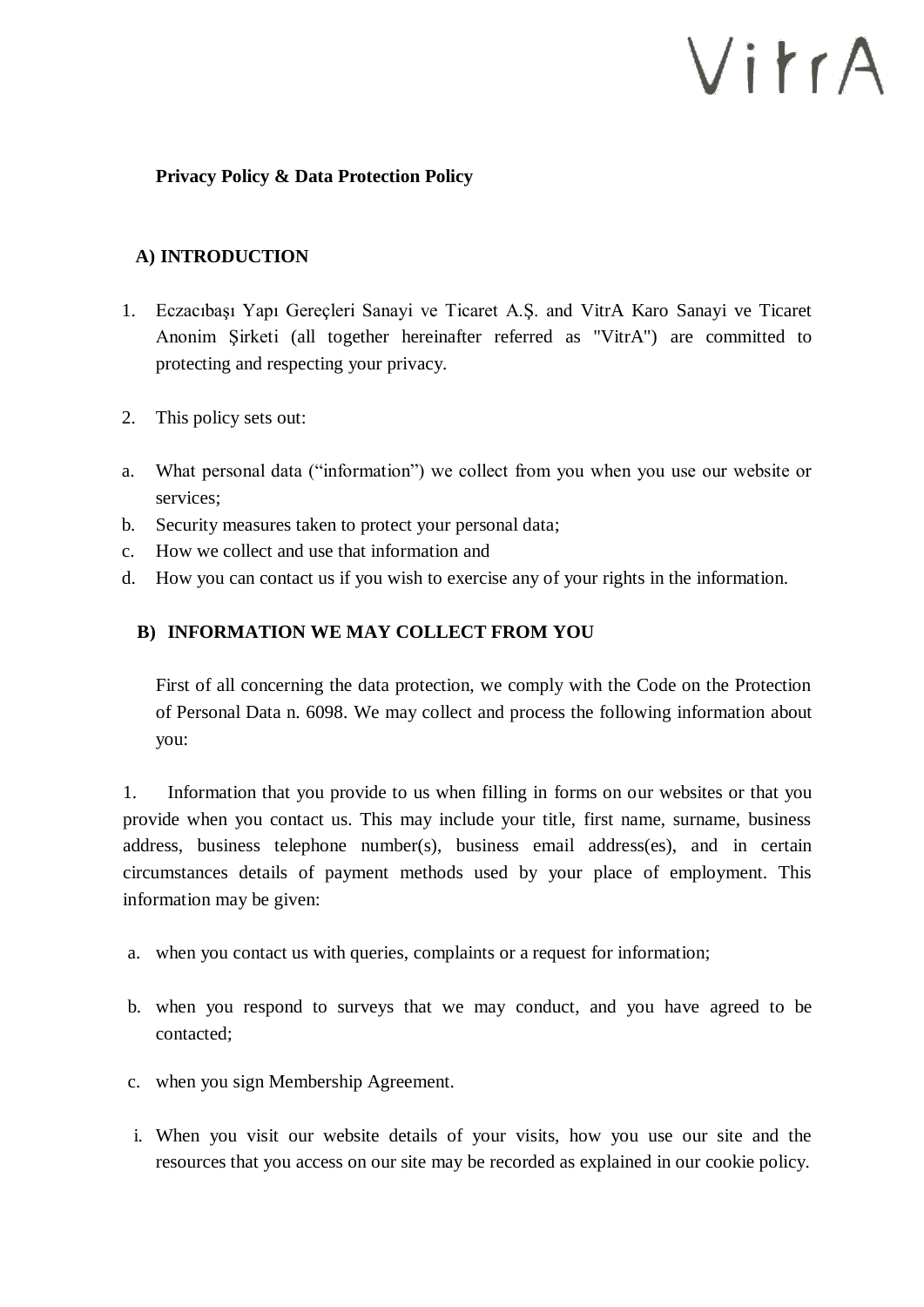VitrA

**Privacy Policy & Data Protection Policy**

## A) INTRODUCTION

1. Eczacıbaşı Yapı Gereçleri Sanayi ve Ticaret A.Ş. and VitrA Karo Sanayi ve Ticaret Anonim Şirketi (all together hereinafter referred as "VitrA") are committed to protecting and respecting your privacy.

2. This policy sets out:

a. What personal data ("information") we collect from you when you use our website or services;
b. Security measures taken to protect your personal data;
c. How we collect and use that information and
d. How you can contact us if you wish to exercise any of your rights in the information.

## B) INFORMATION WE MAY COLLECT FROM YOU

First of all concerning the data protection, we comply with the Code on the Protection of Personal Data n. 6098. We may collect and process the following information about you:

1. Information that you provide to us when filling in forms on our websites or that you provide when you contact us. This may include your title, first name, surname, business address, business telephone number(s), business email address(es), and in certain circumstances details of payment methods used by your place of employment. This information may be given:

a. when you contact us with queries, complaints or a request for information;

b. when you respond to surveys that we may conduct, and you have agreed to be contacted;

c. when you sign Membership Agreement.

i. When you visit our website details of your visits, how you use our site and the resources that you access on our site may be recorded as explained in our cookie policy.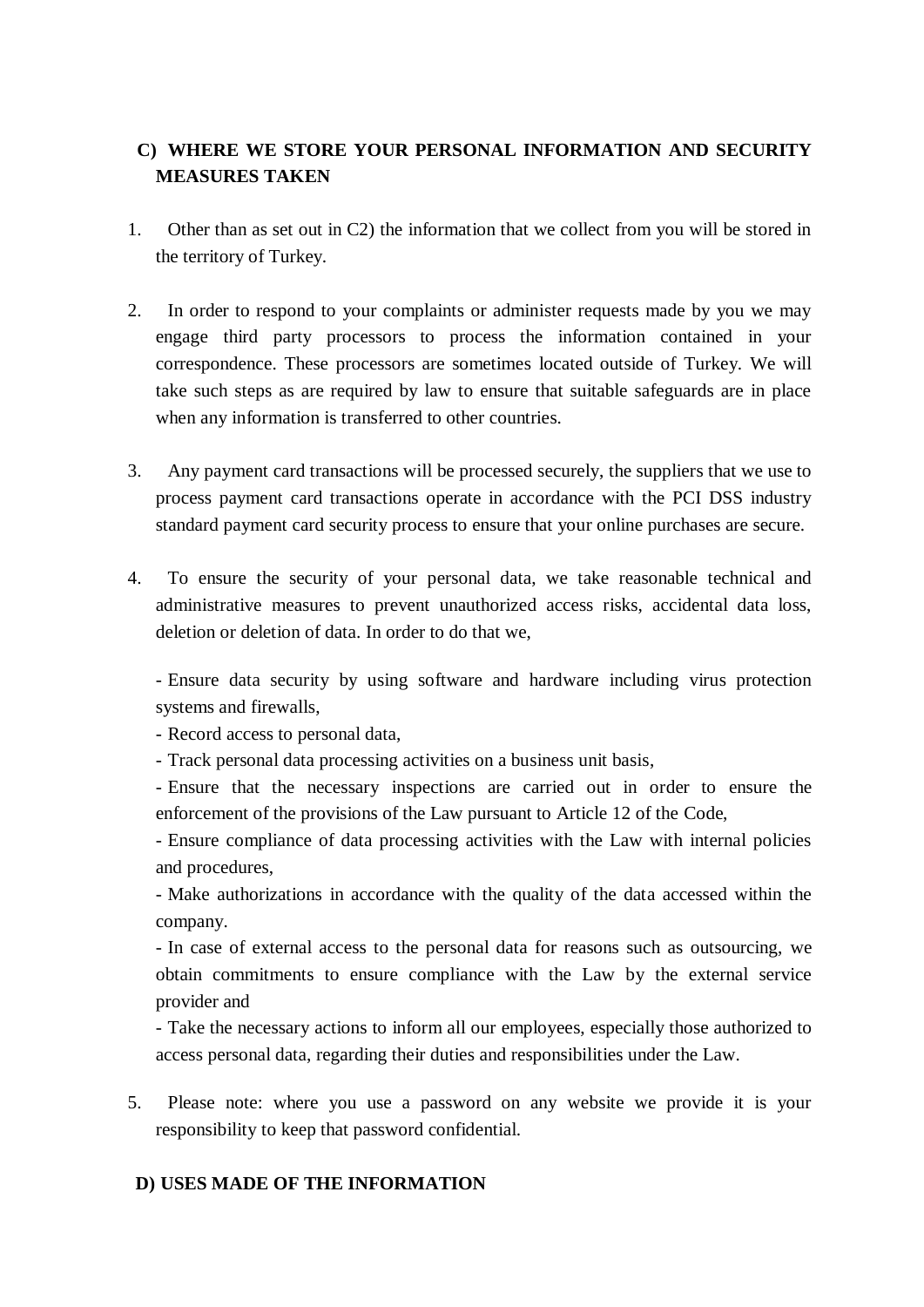## C) WHERE WE STORE YOUR PERSONAL INFORMATION AND SECURITY MEASURES TAKEN

1. Other than as set out in C2) the information that we collect from you will be stored in the territory of Turkey.

2. In order to respond to your complaints or administer requests made by you we may engage third party processors to process the information contained in your correspondence. These processors are sometimes located outside of Turkey. We will take such steps as are required by law to ensure that suitable safeguards are in place when any information is transferred to other countries.

3. Any payment card transactions will be processed securely, the suppliers that we use to process payment card transactions operate in accordance with the PCI DSS industry standard payment card security process to ensure that your online purchases are secure.

4. To ensure the security of your personal data, we take reasonable technical and administrative measures to prevent unauthorized access risks, accidental data loss, deletion or deletion of data. In order to do that we,

   - Ensure data security by using software and hardware including virus protection systems and firewalls,
   - Record access to personal data,
   - Track personal data processing activities on a business unit basis,
   - Ensure that the necessary inspections are carried out in order to ensure the enforcement of the provisions of the Law pursuant to Article 12 of the Code,
   - Ensure compliance of data processing activities with the Law with internal policies and procedures,
   - Make authorizations in accordance with the quality of the data accessed within the company.
   - In case of external access to the personal data for reasons such as outsourcing, we obtain commitments to ensure compliance with the Law by the external service provider and
   - Take the necessary actions to inform all our employees, especially those authorized to access personal data, regarding their duties and responsibilities under the Law.

5. Please note: where you use a password on any website we provide it is your responsibility to keep that password confidential.

## D) USES MADE OF THE INFORMATION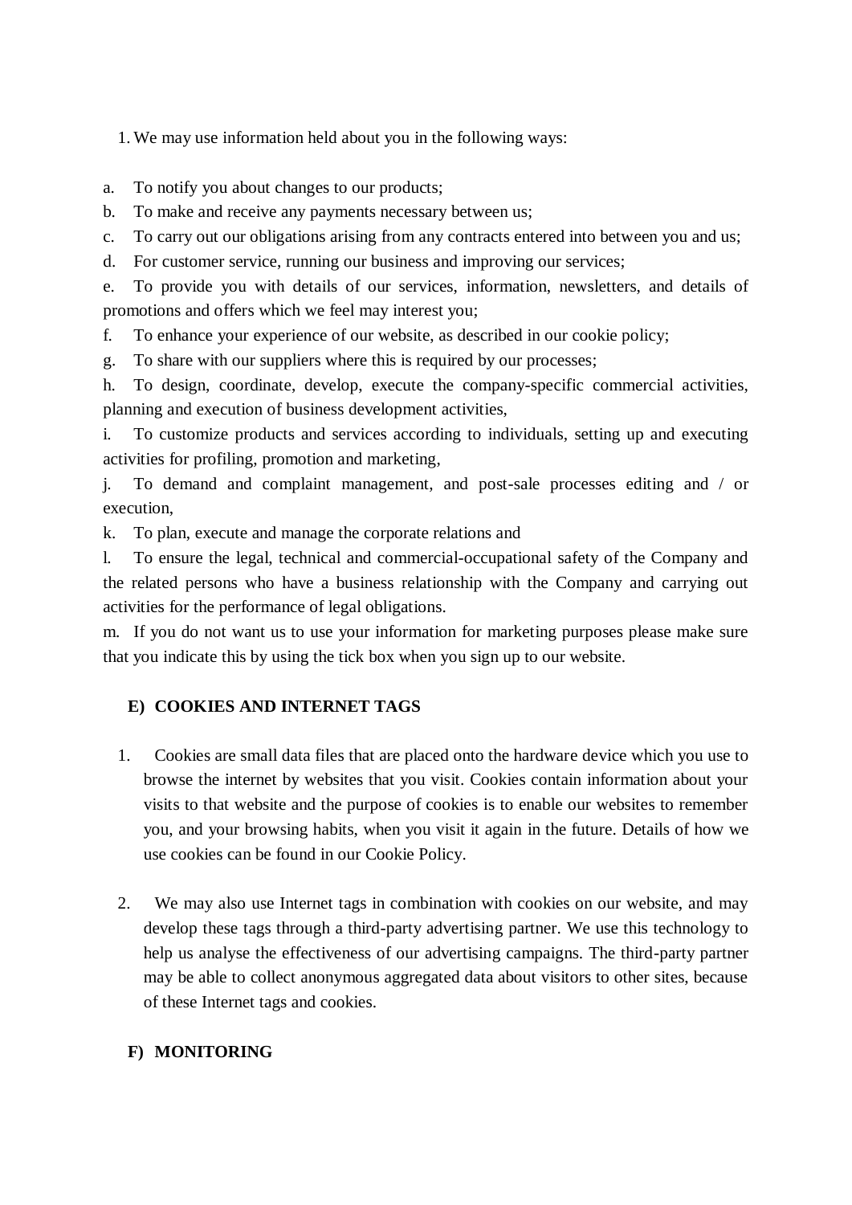1. We may use information held about you in the following ways:

a. To notify you about changes to our products;
b. To make and receive any payments necessary between us;
c. To carry out our obligations arising from any contracts entered into between you and us;
d. For customer service, running our business and improving our services;
e. To provide you with details of our services, information, newsletters, and details of promotions and offers which we feel may interest you;
f. To enhance your experience of our website, as described in our cookie policy;
g. To share with our suppliers where this is required by our processes;
h. To design, coordinate, develop, execute the company-specific commercial activities, planning and execution of business development activities,
i. To customize products and services according to individuals, setting up and executing activities for profiling, promotion and marketing,
j. To demand and complaint management, and post-sale processes editing and / or execution,
k. To plan, execute and manage the corporate relations and
l. To ensure the legal, technical and commercial-occupational safety of the Company and the related persons who have a business relationship with the Company and carrying out activities for the performance of legal obligations.
m. If you do not want us to use your information for marketing purposes please make sure that you indicate this by using the tick box when you sign up to our website.

## E) COOKIES AND INTERNET TAGS

1. Cookies are small data files that are placed onto the hardware device which you use to browse the internet by websites that you visit. Cookies contain information about your visits to that website and the purpose of cookies is to enable our websites to remember you, and your browsing habits, when you visit it again in the future. Details of how we use cookies can be found in our Cookie Policy.

2. We may also use Internet tags in combination with cookies on our website, and may develop these tags through a third-party advertising partner. We use this technology to help us analyse the effectiveness of our advertising campaigns. The third-party partner may be able to collect anonymous aggregated data about visitors to other sites, because of these Internet tags and cookies.

## F) MONITORING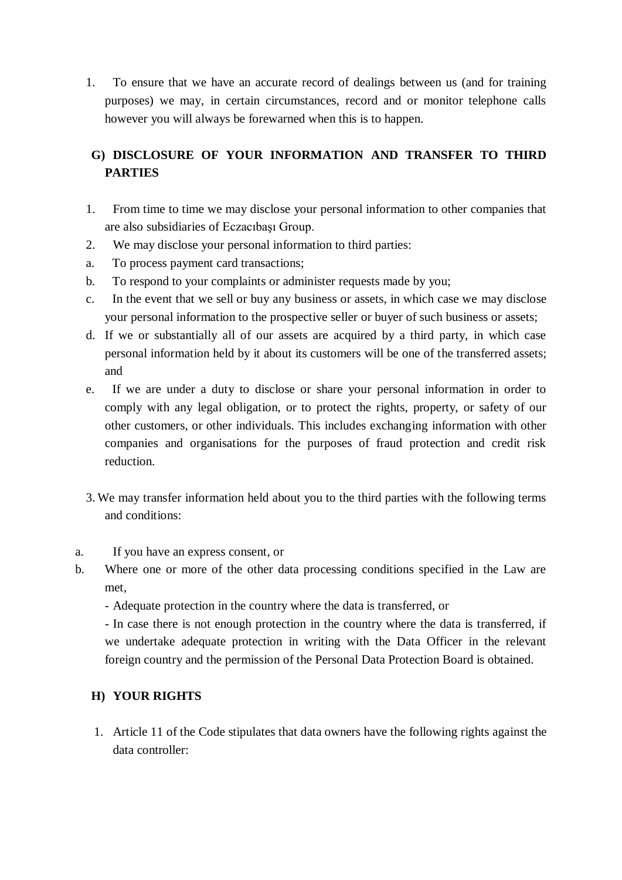1. To ensure that we have an accurate record of dealings between us (and for training purposes) we may, in certain circumstances, record and or monitor telephone calls however you will always be forewarned when this is to happen.

## G) DISCLOSURE OF YOUR INFORMATION AND TRANSFER TO THIRD PARTIES

1. From time to time we may disclose your personal information to other companies that are also subsidiaries of Eczacıbaşı Group.
2. We may disclose your personal information to third parties:

a. To process payment card transactions;

b. To respond to your complaints or administer requests made by you;

c. In the event that we sell or buy any business or assets, in which case we may disclose your personal information to the prospective seller or buyer of such business or assets;

d. If we or substantially all of our assets are acquired by a third party, in which case personal information held by it about its customers will be one of the transferred assets; and

e. If we are under a duty to disclose or share your personal information in order to comply with any legal obligation, or to protect the rights, property, or safety of our other customers, or other individuals. This includes exchanging information with other companies and organisations for the purposes of fraud protection and credit risk reduction.

3. We may transfer information held about you to the third parties with the following terms and conditions:

a. If you have an express consent, or

b. Where one or more of the other data processing conditions specified in the Law are met,

- Adequate protection in the country where the data is transferred, or
- In case there is not enough protection in the country where the data is transferred, if we undertake adequate protection in writing with the Data Officer in the relevant foreign country and the permission of the Personal Data Protection Board is obtained.

## H) YOUR RIGHTS

1. Article 11 of the Code stipulates that data owners have the following rights against the data controller: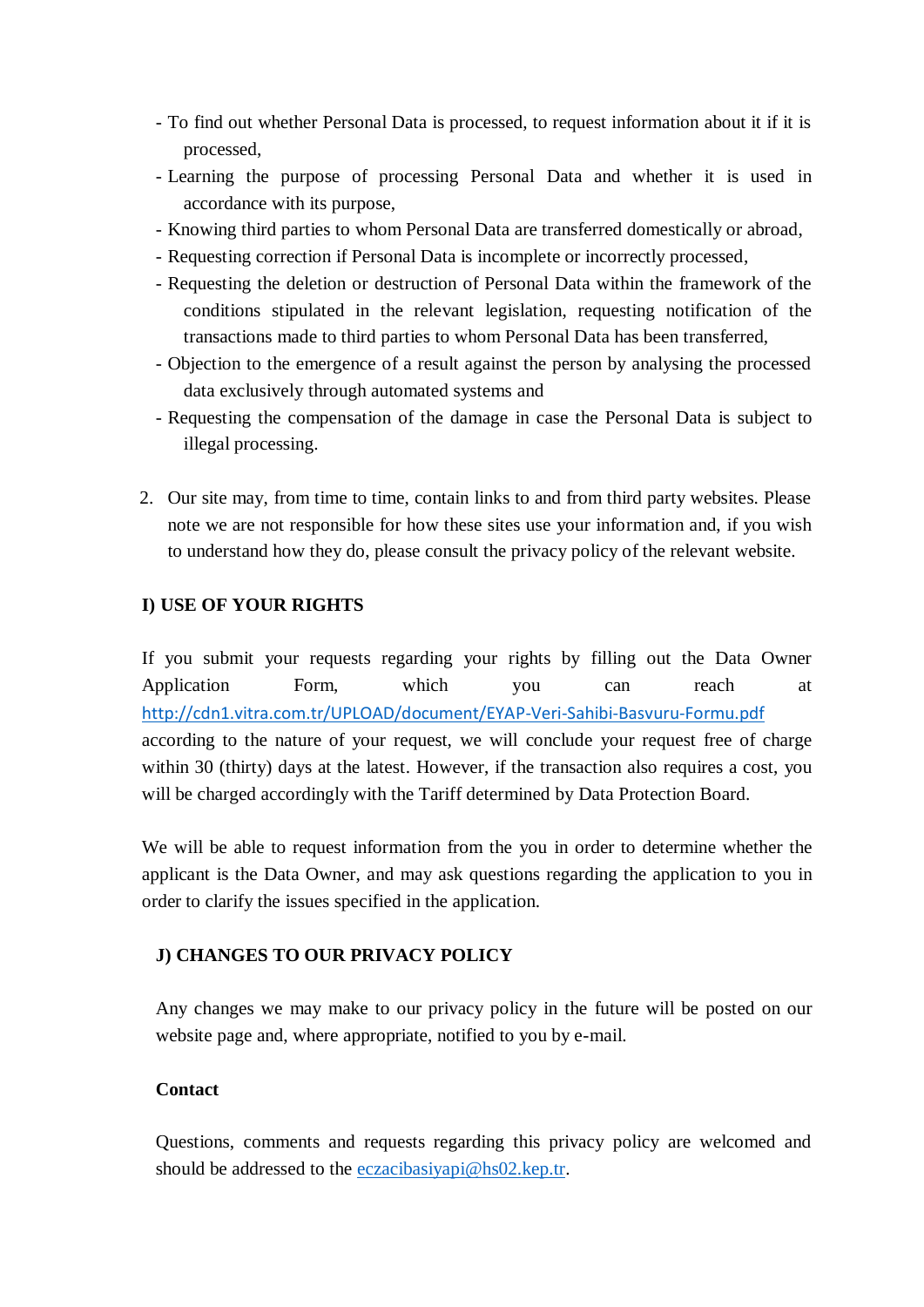- To find out whether Personal Data is processed, to request information about it if it is processed,
- Learning the purpose of processing Personal Data and whether it is used in accordance with its purpose,
- Knowing third parties to whom Personal Data are transferred domestically or abroad,
- Requesting correction if Personal Data is incomplete or incorrectly processed,
- Requesting the deletion or destruction of Personal Data within the framework of the conditions stipulated in the relevant legislation, requesting notification of the transactions made to third parties to whom Personal Data has been transferred,
- Objection to the emergence of a result against the person by analysing the processed data exclusively through automated systems and
- Requesting the compensation of the damage in case the Personal Data is subject to illegal processing.

2. Our site may, from time to time, contain links to and from third party websites. Please note we are not responsible for how these sites use your information and, if you wish to understand how they do, please consult the privacy policy of the relevant website.

**I) USE OF YOUR RIGHTS**

If you submit your requests regarding your rights by filling out the Data Owner Application Form, which you can reach at http://cdn1.vitra.com.tr/UPLOAD/document/EYAP-Veri-Sahibi-Basvuru-Formu.pdf according to the nature of your request, we will conclude your request free of charge within 30 (thirty) days at the latest. However, if the transaction also requires a cost, you will be charged accordingly with the Tariff determined by Data Protection Board.

We will be able to request information from the you in order to determine whether the applicant is the Data Owner, and may ask questions regarding the application to you in order to clarify the issues specified in the application.

**J) CHANGES TO OUR PRIVACY POLICY**

Any changes we may make to our privacy policy in the future will be posted on our website page and, where appropriate, notified to you by e-mail.

**Contact**

Questions, comments and requests regarding this privacy policy are welcomed and should be addressed to the eczacibasiyapi@hs02.kep.tr.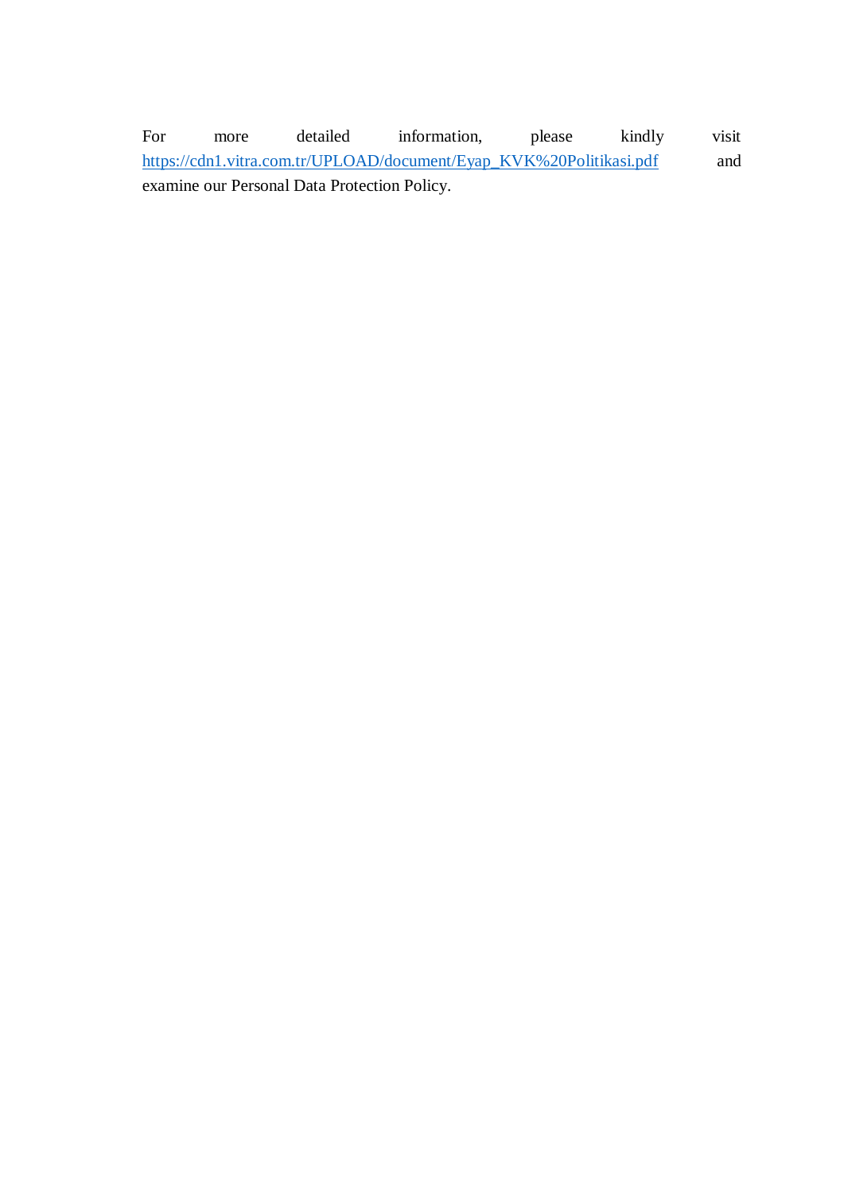For more detailed information, please kindly visit [https://cdn1.vitra.com.tr/UPLOAD/document/Eyap_KVK%20Politikasi.pdf](https://cdn1.vitra.com.tr/UPLOAD/document/Eyap_KVK%20Politikasi.pdf) and examine our Personal Data Protection Policy.